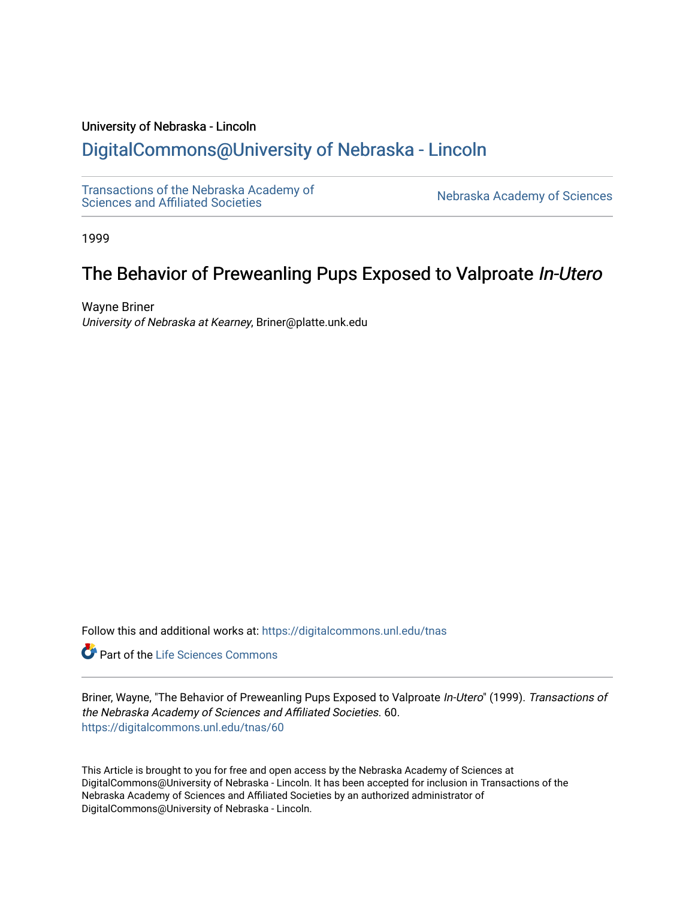University of Nebraska - Lincoln

## DigitalCommons@University of Nebraska - Lincoln

Transactions of the Nebraska Academy of Sciences and Affiliated Societies | Nebraska Academy of Sciences

1999

# The Behavior of Preweanling Pups Exposed to Valproate *In-Utero*

Wayne Briner
*University of Nebraska at Kearney*, Briner@platte.unk.edu

Follow this and additional works at: https://digitalcommons.unl.edu/tnas

Part of the Life Sciences Commons

Briner, Wayne, "The Behavior of Preweanling Pups Exposed to Valproate *In-Utero*" (1999). *Transactions of the Nebraska Academy of Sciences and Affiliated Societies*. 60.
https://digitalcommons.unl.edu/tnas/60

This Article is brought to you for free and open access by the Nebraska Academy of Sciences at DigitalCommons@University of Nebraska - Lincoln. It has been accepted for inclusion in Transactions of the Nebraska Academy of Sciences and Affiliated Societies by an authorized administrator of DigitalCommons@University of Nebraska - Lincoln.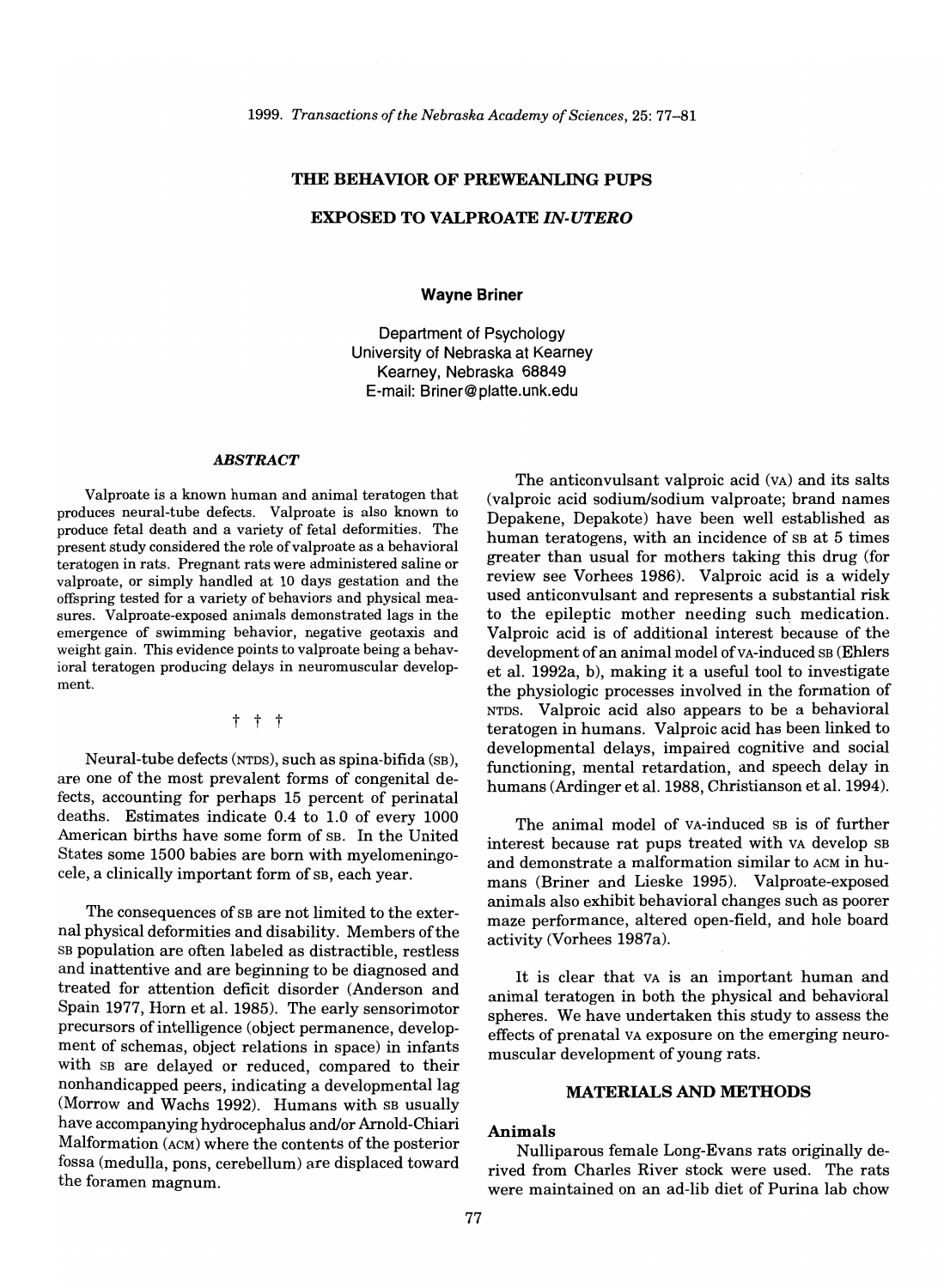# THE BEHAVIOR OF PREWEANLING PUPS EXPOSED TO VALPROATE *IN-UTERO*

**Wayne Briner**

Department of Psychology
University of Nebraska at Kearney
Kearney, Nebraska 68849
E-mail: Briner@platte.unk.edu

### *ABSTRACT*

Valproate is a known human and animal teratogen that produces neural-tube defects. Valproate is also known to produce fetal death and a variety of fetal deformities. The present study considered the role of valproate as a behavioral teratogen in rats. Pregnant rats were administered saline or valproate, or simply handled at 10 days gestation and the offspring tested for a variety of behaviors and physical measures. Valproate-exposed animals demonstrated lags in the emergence of swimming behavior, negative geotaxis and weight gain. This evidence points to valproate being a behavioral teratogen producing delays in neuromuscular development.

† † †

Neural-tube defects (NTDS), such as spina-bifida (SB), are one of the most prevalent forms of congenital defects, accounting for perhaps 15 percent of perinatal deaths. Estimates indicate 0.4 to 1.0 of every 1000 American births have some form of SB. In the United States some 1500 babies are born with myelomeningocele, a clinically important form of SB, each year.

The consequences of SB are not limited to the external physical deformities and disability. Members of the SB population are often labeled as distractible, restless and inattentive and are beginning to be diagnosed and treated for attention deficit disorder (Anderson and Spain 1977, Horn et al. 1985). The early sensorimotor precursors of intelligence (object permanence, development of schemas, object relations in space) in infants with SB are delayed or reduced, compared to their nonhandicapped peers, indicating a developmental lag (Morrow and Wachs 1992). Humans with SB usually have accompanying hydrocephalus and/or Arnold-Chiari Malformation (ACM) where the contents of the posterior fossa (medulla, pons, cerebellum) are displaced toward the foramen magnum.

The anticonvulsant valproic acid (VA) and its salts (valproic acid sodium/sodium valproate; brand names Depakene, Depakote) have been well established as human teratogens, with an incidence of SB at 5 times greater than usual for mothers taking this drug (for review see Vorhees 1986). Valproic acid is a widely used anticonvulsant and represents a substantial risk to the epileptic mother needing such medication. Valproic acid is of additional interest because of the development of an animal model of VA-induced SB (Ehlers et al. 1992a, b), making it a useful tool to investigate the physiologic processes involved in the formation of NTDS. Valproic acid also appears to be a behavioral teratogen in humans. Valproic acid has been linked to developmental delays, impaired cognitive and social functioning, mental retardation, and speech delay in humans (Ardinger et al. 1988, Christianson et al. 1994).

The animal model of VA-induced SB is of further interest because rat pups treated with VA develop SB and demonstrate a malformation similar to ACM in humans (Briner and Lieske 1995). Valproate-exposed animals also exhibit behavioral changes such as poorer maze performance, altered open-field, and hole board activity (Vorhees 1987a).

It is clear that VA is an important human and animal teratogen in both the physical and behavioral spheres. We have undertaken this study to assess the effects of prenatal VA exposure on the emerging neuromuscular development of young rats.

## MATERIALS AND METHODS

### Animals

Nulliparous female Long-Evans rats originally derived from Charles River stock were used. The rats were maintained on an ad-lib diet of Purina lab chow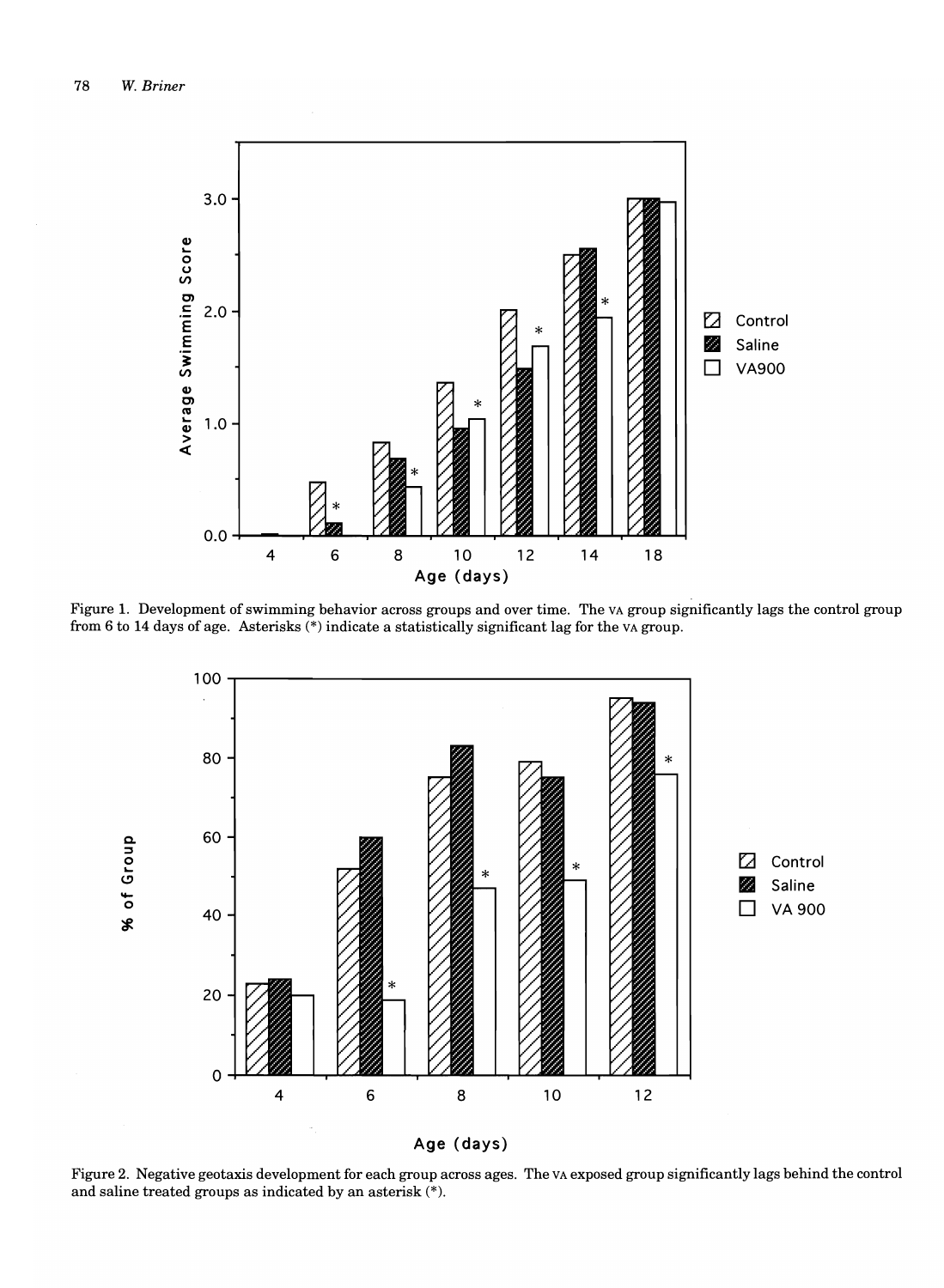Figure 1. Development of swimming behavior across groups and over time. The VA group significantly lags the control group from 6 to 14 days of age. Asterisks (*) indicate a statistically significant lag for the VA group.

Figure 2. Negative geotaxis development for each group across ages. The VA exposed group significantly lags behind the control and saline treated groups as indicated by an asterisk (*).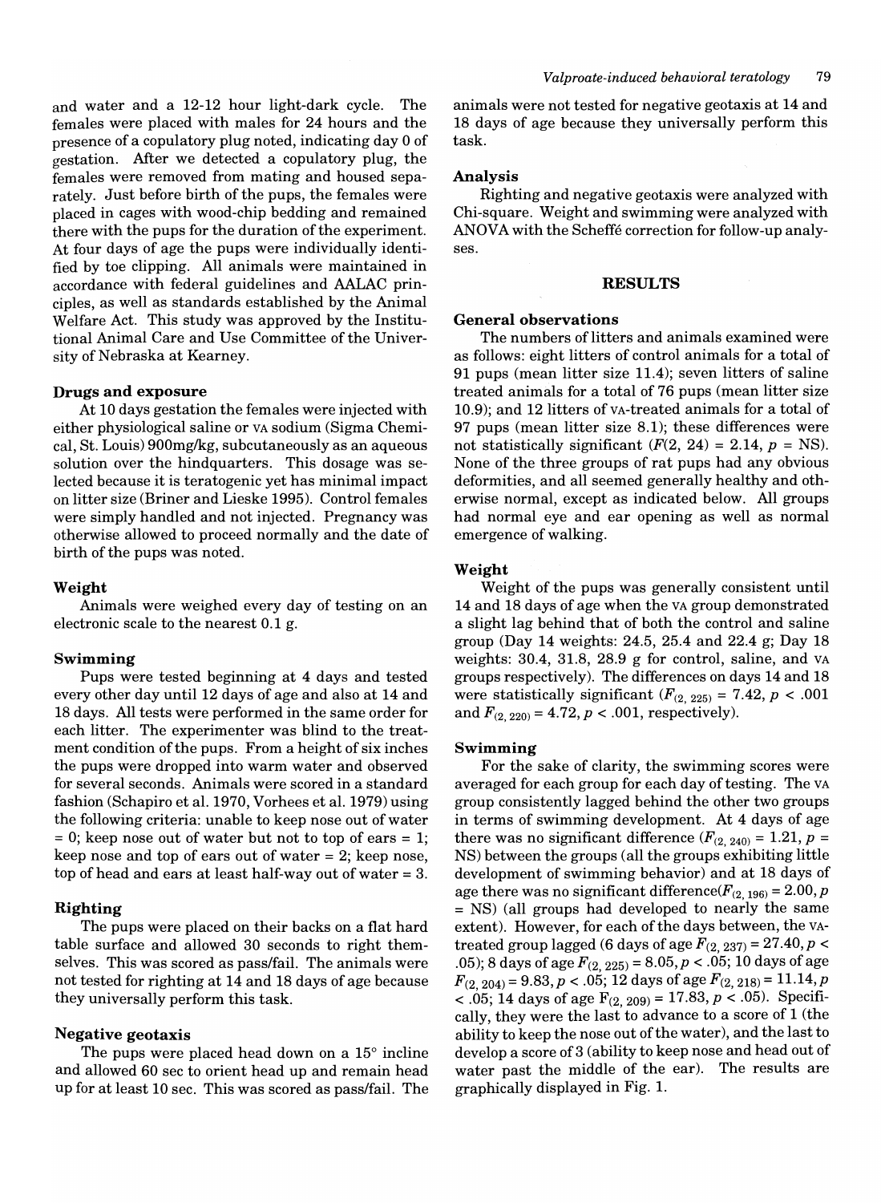and water and a 12-12 hour light-dark cycle. The females were placed with males for 24 hours and the presence of a copulatory plug noted, indicating day 0 of gestation. After we detected a copulatory plug, the females were removed from mating and housed separately. Just before birth of the pups, the females were placed in cages with wood-chip bedding and remained there with the pups for the duration of the experiment. At four days of age the pups were individually identified by toe clipping. All animals were maintained in accordance with federal guidelines and AALAC principles, as well as standards established by the Animal Welfare Act. This study was approved by the Institutional Animal Care and Use Committee of the University of Nebraska at Kearney.

### Drugs and exposure

At 10 days gestation the females were injected with either physiological saline or VA sodium (Sigma Chemical, St. Louis) 900mg/kg, subcutaneously as an aqueous solution over the hindquarters. This dosage was selected because it is teratogenic yet has minimal impact on litter size (Briner and Lieske 1995). Control females were simply handled and not injected. Pregnancy was otherwise allowed to proceed normally and the date of birth of the pups was noted.

### Weight

Animals were weighed every day of testing on an electronic scale to the nearest 0.1 g.

### Swimming

Pups were tested beginning at 4 days and tested every other day until 12 days of age and also at 14 and 18 days. All tests were performed in the same order for each litter. The experimenter was blind to the treatment condition of the pups. From a height of six inches the pups were dropped into warm water and observed for several seconds. Animals were scored in a standard fashion (Schapiro et al. 1970, Vorhees et al. 1979) using the following criteria: unable to keep nose out of water = 0; keep nose out of water but not to top of ears = 1; keep nose and top of ears out of water = 2; keep nose, top of head and ears at least half-way out of water = 3.

### Righting

The pups were placed on their backs on a flat hard table surface and allowed 30 seconds to right themselves. This was scored as pass/fail. The animals were not tested for righting at 14 and 18 days of age because they universally perform this task.

### Negative geotaxis

The pups were placed head down on a 15° incline and allowed 60 sec to orient head up and remain head up for at least 10 sec. This was scored as pass/fail. The animals were not tested for negative geotaxis at 14 and 18 days of age because they universally perform this task.

### Analysis

Righting and negative geotaxis were analyzed with Chi-square. Weight and swimming were analyzed with ANOVA with the Scheffé correction for follow-up analyses.

## RESULTS

### General observations

The numbers of litters and animals examined were as follows: eight litters of control animals for a total of 91 pups (mean litter size 11.4); seven litters of saline treated animals for a total of 76 pups (mean litter size 10.9); and 12 litters of VA-treated animals for a total of 97 pups (mean litter size 8.1); these differences were not statistically significant ($F(2, 24) = 2.14$, $p$ = NS). None of the three groups of rat pups had any obvious deformities, and all seemed generally healthy and otherwise normal, except as indicated below. All groups had normal eye and ear opening as well as normal emergence of walking.

### Weight

Weight of the pups was generally consistent until 14 and 18 days of age when the VA group demonstrated a slight lag behind that of both the control and saline group (Day 14 weights: 24.5, 25.4 and 22.4 g; Day 18 weights: 30.4, 31.8, 28.9 g for control, saline, and VA groups respectively). The differences on days 14 and 18 were statistically significant ($F_{(2, 225)} = 7.42$, $p < .001$ and $F_{(2, 220)} = 4.72$, $p < .001$, respectively).

### Swimming

For the sake of clarity, the swimming scores were averaged for each group for each day of testing. The VA group consistently lagged behind the other two groups in terms of swimming development. At 4 days of age there was no significant difference ($F_{(2, 240)} = 1.21$, $p$ = NS) between the groups (all the groups exhibiting little development of swimming behavior) and at 18 days of age there was no significant difference($F_{(2, 196)} = 2.00$, $p$ = NS) (all groups had developed to nearly the same extent). However, for each of the days between, the VA-treated group lagged (6 days of age $F_{(2, 237)} = 27.40$, $p < .05$); 8 days of age $F_{(2, 225)} = 8.05$, $p < .05$; 10 days of age $F_{(2, 204)} = 9.83$, $p < .05$; 12 days of age $F_{(2, 218)} = 11.14$, $p < .05$; 14 days of age $F_{(2, 209)} = 17.83$, $p < .05$). Specifically, they were the last to advance to a score of 1 (the ability to keep the nose out of the water), and the last to develop a score of 3 (ability to keep nose and head out of water past the middle of the ear). The results are graphically displayed in Fig. 1.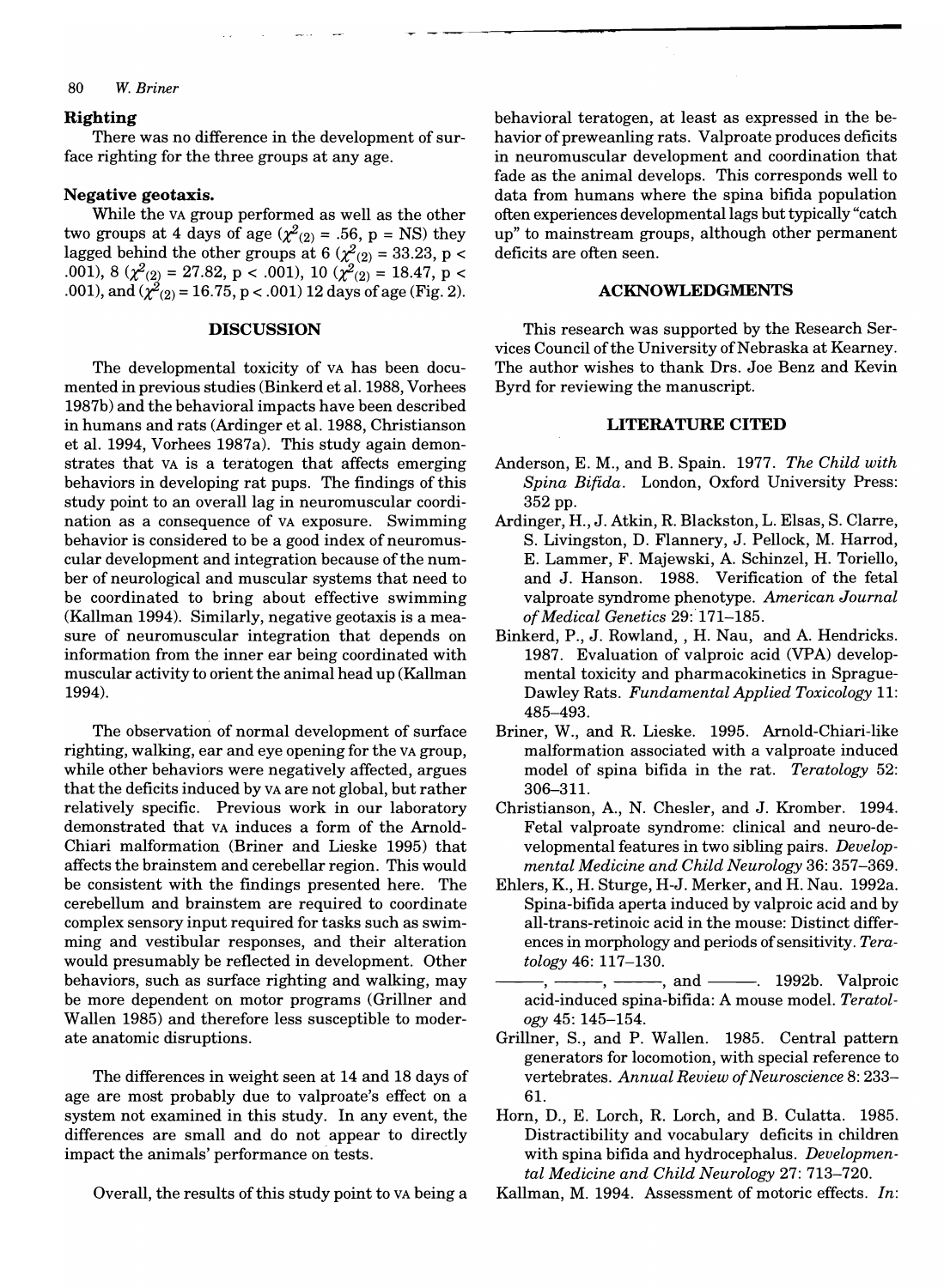### Righting

There was no difference in the development of surface righting for the three groups at any age.

### Negative geotaxis.

While the VA group performed as well as the other two groups at 4 days of age ($\chi^2_{(2)}$ = .56, p = NS) they lagged behind the other groups at 6 ($\chi^2_{(2)}$ = 33.23, p < .001), 8 ($\chi^2_{(2)}$ = 27.82, p < .001), 10 ($\chi^2_{(2)}$ = 18.47, p < .001), and ($\chi^2_{(2)}$ = 16.75, p < .001) 12 days of age (Fig. 2).

## DISCUSSION

The developmental toxicity of VA has been documented in previous studies (Binkerd et al. 1988, Vorhees 1987b) and the behavioral impacts have been described in humans and rats (Ardinger et al. 1988, Christianson et al. 1994, Vorhees 1987a). This study again demonstrates that VA is a teratogen that affects emerging behaviors in developing rat pups. The findings of this study point to an overall lag in neuromuscular coordination as a consequence of VA exposure. Swimming behavior is considered to be a good index of neuromuscular development and integration because of the number of neurological and muscular systems that need to be coordinated to bring about effective swimming (Kallman 1994). Similarly, negative geotaxis is a measure of neuromuscular integration that depends on information from the inner ear being coordinated with muscular activity to orient the animal head up (Kallman 1994).

The observation of normal development of surface righting, walking, ear and eye opening for the VA group, while other behaviors were negatively affected, argues that the deficits induced by VA are not global, but rather relatively specific. Previous work in our laboratory demonstrated that VA induces a form of the Arnold-Chiari malformation (Briner and Lieske 1995) that affects the brainstem and cerebellar region. This would be consistent with the findings presented here. The cerebellum and brainstem are required to coordinate complex sensory input required for tasks such as swimming and vestibular responses, and their alteration would presumably be reflected in development. Other behaviors, such as surface righting and walking, may be more dependent on motor programs (Grillner and Wallen 1985) and therefore less susceptible to moderate anatomic disruptions.

The differences in weight seen at 14 and 18 days of age are most probably due to valproate's effect on a system not examined in this study. In any event, the differences are small and do not appear to directly impact the animals' performance on tests.

Overall, the results of this study point to VA being a behavioral teratogen, at least as expressed in the behavior of preweanling rats. Valproate produces deficits in neuromuscular development and coordination that fade as the animal develops. This corresponds well to data from humans where the spina bifida population often experiences developmental lags but typically "catch up" to mainstream groups, although other permanent deficits are often seen.

## ACKNOWLEDGMENTS

This research was supported by the Research Services Council of the University of Nebraska at Kearney. The author wishes to thank Drs. Joe Benz and Kevin Byrd for reviewing the manuscript.

## LITERATURE CITED

Anderson, E. M., and B. Spain. 1977. *The Child with Spina Bifida*. London, Oxford University Press: 352 pp.

Ardinger, H., J. Atkin, R. Blackston, L. Elsas, S. Clarre, S. Livingston, D. Flannery, J. Pellock, M. Harrod, E. Lammer, F. Majewski, A. Schinzel, H. Toriello, and J. Hanson. 1988. Verification of the fetal valproate syndrome phenotype. *American Journal of Medical Genetics* 29: 171–185.

Binkerd, P., J. Rowland, , H. Nau, and A. Hendricks. 1987. Evaluation of valproic acid (VPA) developmental toxicity and pharmacokinetics in Sprague-Dawley Rats. *Fundamental Applied Toxicology* 11: 485–493.

Briner, W., and R. Lieske. 1995. Arnold-Chiari-like malformation associated with a valproate induced model of spina bifida in the rat. *Teratology* 52: 306–311.

Christianson, A., N. Chesler, and J. Kromber. 1994. Fetal valproate syndrome: clinical and neuro-developmental features in two sibling pairs. *Developmental Medicine and Child Neurology* 36: 357–369.

Ehlers, K., H. Sturge, H-J. Merker, and H. Nau. 1992a. Spina-bifida aperta induced by valproic acid and by all-trans-retinoic acid in the mouse: Distinct differences in morphology and periods of sensitivity. *Teratology* 46: 117–130.

———, ———, ———, and ———. 1992b. Valproic acid-induced spina-bifida: A mouse model. *Teratology* 45: 145–154.

Grillner, S., and P. Wallen. 1985. Central pattern generators for locomotion, with special reference to vertebrates. *Annual Review of Neuroscience* 8: 233–61.

Horn, D., E. Lorch, R. Lorch, and B. Culatta. 1985. Distractibility and vocabulary deficits in children with spina bifida and hydrocephalus. *Developmental Medicine and Child Neurology* 27: 713–720.

Kallman, M. 1994. Assessment of motoric effects. *In*: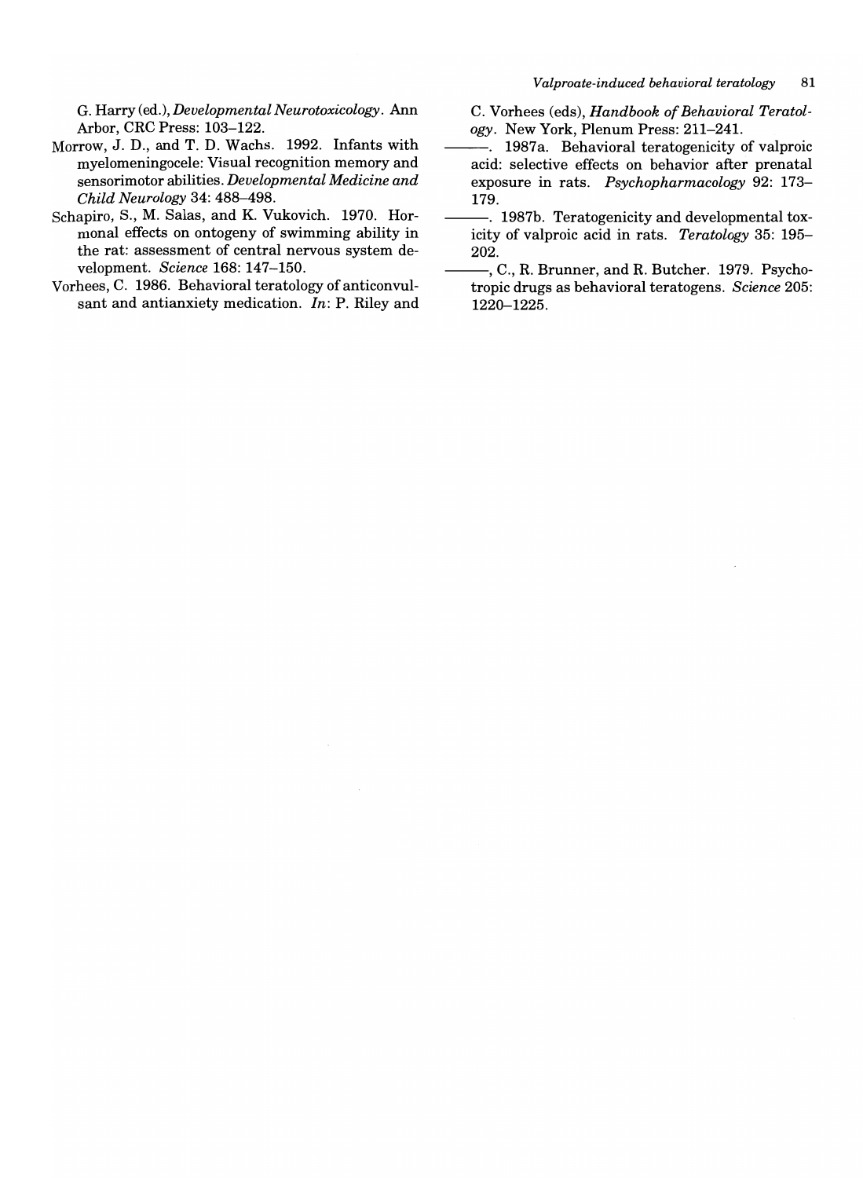G. Harry (ed.), *Developmental Neurotoxicology*. Ann Arbor, CRC Press: 103–122.

Morrow, J. D., and T. D. Wachs. 1992. Infants with myelomeningocele: Visual recognition memory and sensorimotor abilities. *Developmental Medicine and Child Neurology* 34: 488–498.

Schapiro, S., M. Salas, and K. Vukovich. 1970. Hormonal effects on ontogeny of swimming ability in the rat: assessment of central nervous system development. *Science* 168: 147–150.

Vorhees, C. 1986. Behavioral teratology of anticonvulsant and antianxiety medication. *In*: P. Riley and C. Vorhees (eds), *Handbook of Behavioral Teratology*. New York, Plenum Press: 211–241.

———. 1987a. Behavioral teratogenicity of valproic acid: selective effects on behavior after prenatal exposure in rats. *Psychopharmacology* 92: 173–179.

———. 1987b. Teratogenicity and developmental toxicity of valproic acid in rats. *Teratology* 35: 195–202.

———, C., R. Brunner, and R. Butcher. 1979. Psychotropic drugs as behavioral teratogens. *Science* 205: 1220–1225.